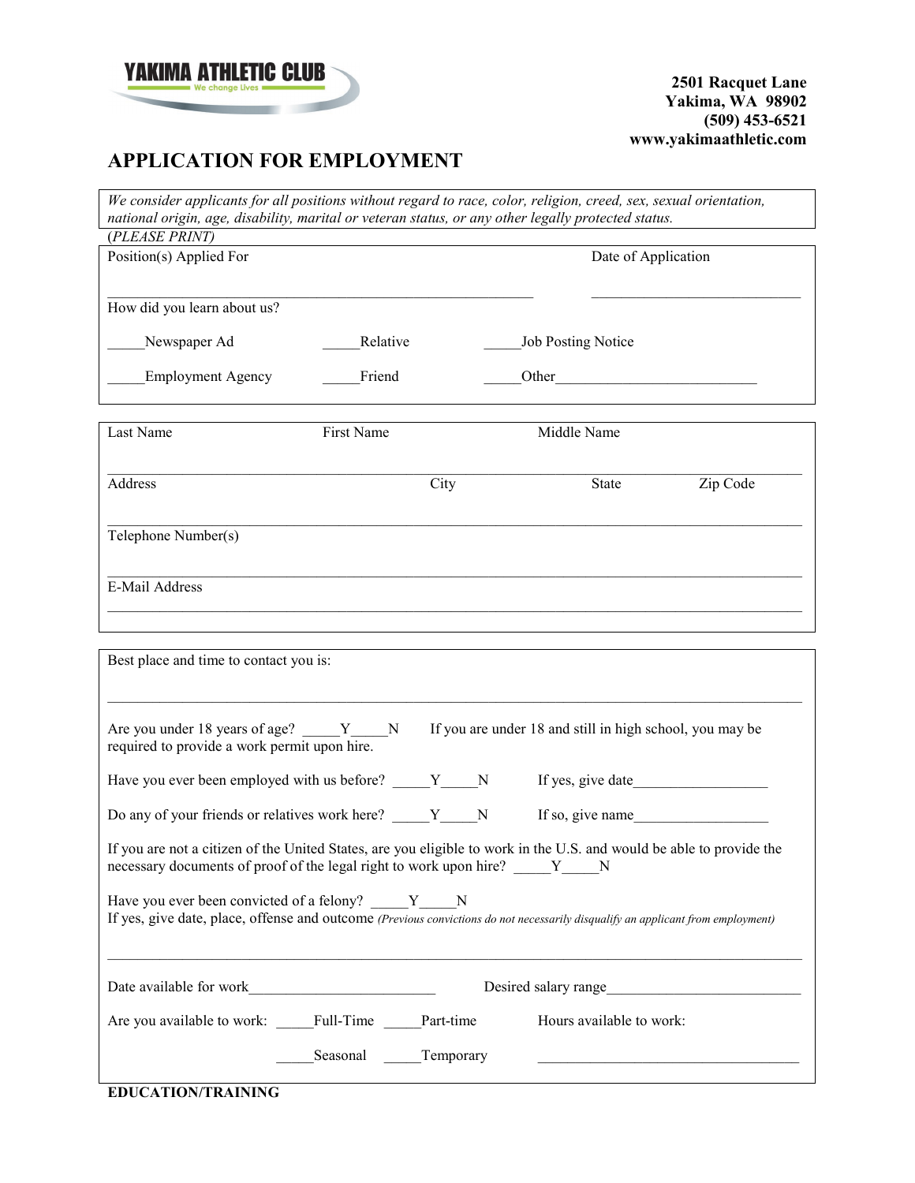**YAKIMA ATHLETIC CLUB**
We change Lives

**2501 Racquet Lane**
**Yakima, WA 98902**
**(509) 453-6521**
**www.yakimaathletic.com**

# APPLICATION FOR EMPLOYMENT

*We consider applicants for all positions without regard to race, color, religion, creed, sex, sexual orientation, national origin, age, disability, marital or veteran status, or any other legally protected status.*

(*PLEASE PRINT)*

Position(s) Applied For ______________________________ Date of Application ______________________________

How did you learn about us?

_____Newspaper Ad _____Relative _____Job Posting Notice

_____Employment Agency _____Friend _____Other__________________________

Last Name First Name Middle Name

______________________________________________________________________

Address City State Zip Code

______________________________________________________________________

Telephone Number(s)

______________________________________________________________________

E-Mail Address

______________________________________________________________________

Best place and time to contact you is:

______________________________________________________________________

Are you under 18 years of age? _____Y_____N If you are under 18 and still in high school, you may be required to provide a work permit upon hire.

Have you ever been employed with us before? _____Y_____N If yes, give date__________________

Do any of your friends or relatives work here? _____Y_____N If so, give name__________________

If you are not a citizen of the United States, are you eligible to work in the U.S. and would be able to provide the necessary documents of proof of the legal right to work upon hire? _____Y_____N

Have you ever been convicted of a felony? _____Y_____N
If yes, give date, place, offense and outcome *(Previous convictions do not necessarily disqualify an applicant from employment)*

______________________________________________________________________

Date available for work_________________________ Desired salary range_________________________

Are you available to work: _____Full-Time _____Part-time Hours available to work:

_____Seasonal _____Temporary ____________________________________

**EDUCATION/TRAINING**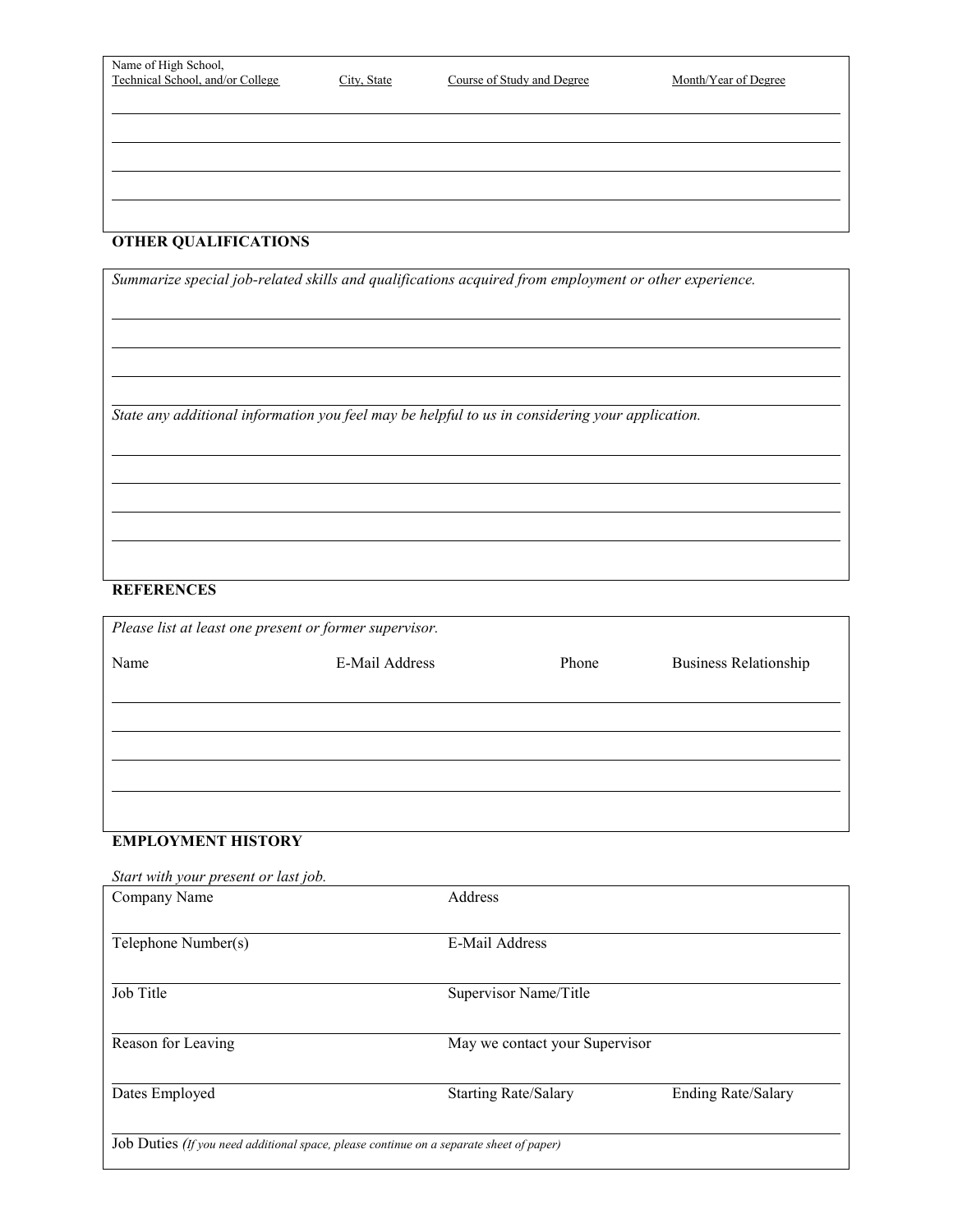| Name of High School, Technical School, and/or College | City, State | Course of Study and Degree | Month/Year of Degree |
| --- | --- | --- | --- |
| | | | |
| | | | |
| | | | |
| | | | |

## OTHER QUALIFICATIONS

*Summarize special job-related skills and qualifications acquired from employment or other experience.*

*State any additional information you feel may be helpful to us in considering your application.*

## REFERENCES

*Please list at least one present or former supervisor.*

| Name | E-Mail Address | Phone | Business Relationship |
| --- | --- | --- | --- |
| | | | |
| | | | |
| | | | |
| | | | |

## EMPLOYMENT HISTORY

*Start with your present or last job.*

| | | |
| --- | --- | --- |
| Company Name | Address | |
| Telephone Number(s) | E-Mail Address | |
| Job Title | Supervisor Name/Title | |
| Reason for Leaving | May we contact your Supervisor | |
| Dates Employed | Starting Rate/Salary | Ending Rate/Salary |

Job Duties *(If you need additional space, please continue on a separate sheet of paper)*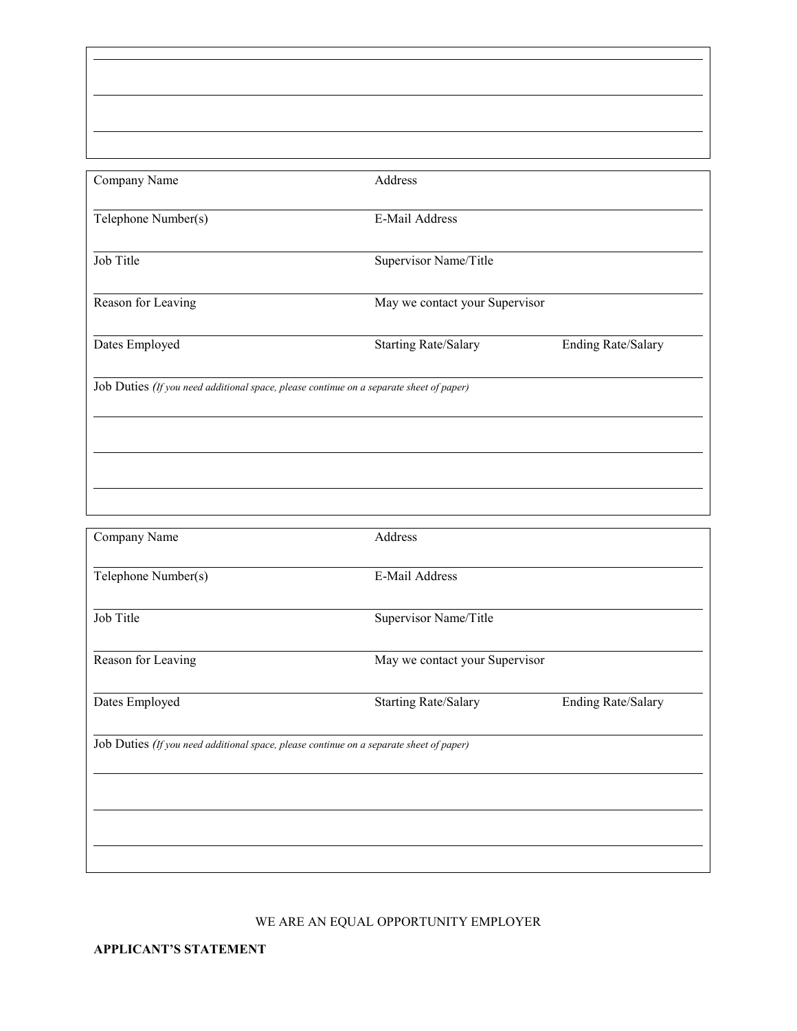Company Name | Address
---|---
Telephone Number(s) | E-Mail Address
Job Title | Supervisor Name/Title
Reason for Leaving | May we contact your Supervisor

Dates Employed | Starting Rate/Salary | Ending Rate/Salary

Job Duties *(If you need additional space, please continue on a separate sheet of paper)*

Company Name | Address
---|---
Telephone Number(s) | E-Mail Address
Job Title | Supervisor Name/Title
Reason for Leaving | May we contact your Supervisor

Dates Employed | Starting Rate/Salary | Ending Rate/Salary

Job Duties *(If you need additional space, please continue on a separate sheet of paper)*

WE ARE AN EQUAL OPPORTUNITY EMPLOYER

**APPLICANT'S STATEMENT**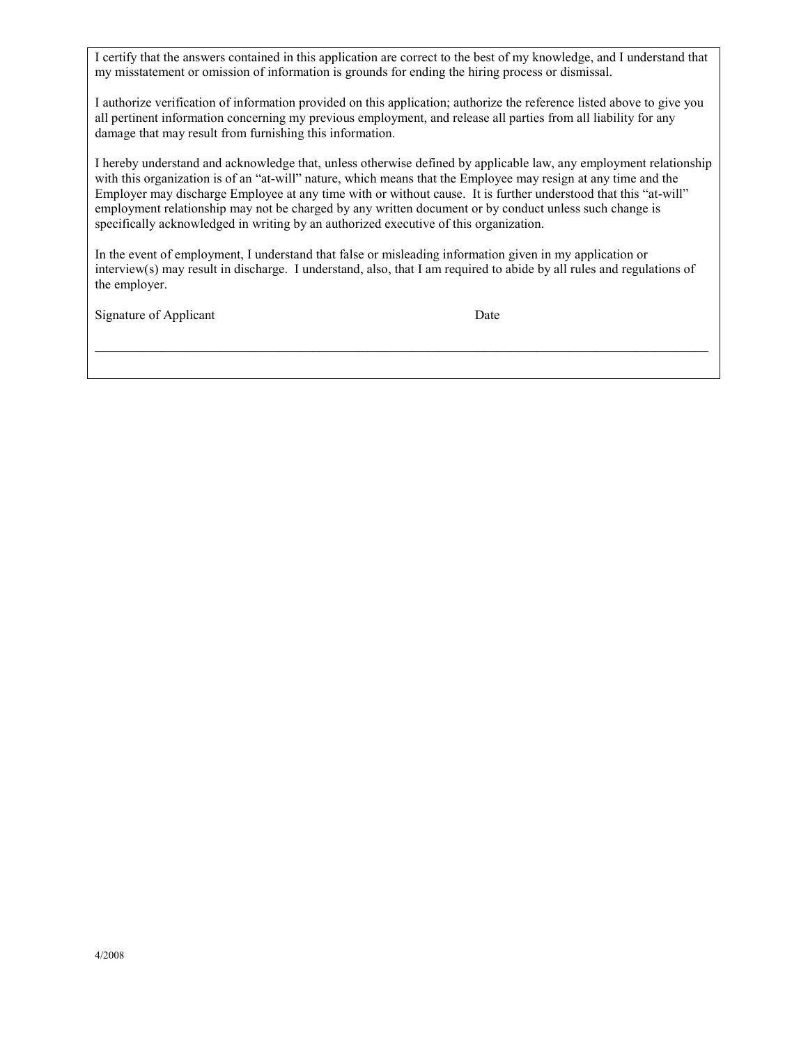I certify that the answers contained in this application are correct to the best of my knowledge, and I understand that my misstatement or omission of information is grounds for ending the hiring process or dismissal.

I authorize verification of information provided on this application; authorize the reference listed above to give you all pertinent information concerning my previous employment, and release all parties from all liability for any damage that may result from furnishing this information.

I hereby understand and acknowledge that, unless otherwise defined by applicable law, any employment relationship with this organization is of an "at-will" nature, which means that the Employee may resign at any time and the Employer may discharge Employee at any time with or without cause. It is further understood that this "at-will" employment relationship may not be charged by any written document or by conduct unless such change is specifically acknowledged in writing by an authorized executive of this organization.

In the event of employment, I understand that false or misleading information given in my application or interview(s) may result in discharge. I understand, also, that I am required to abide by all rules and regulations of the employer.

Signature of Applicant　　　　　　　　　　　　　　　Date

______________________________________________________________________________

4/2008